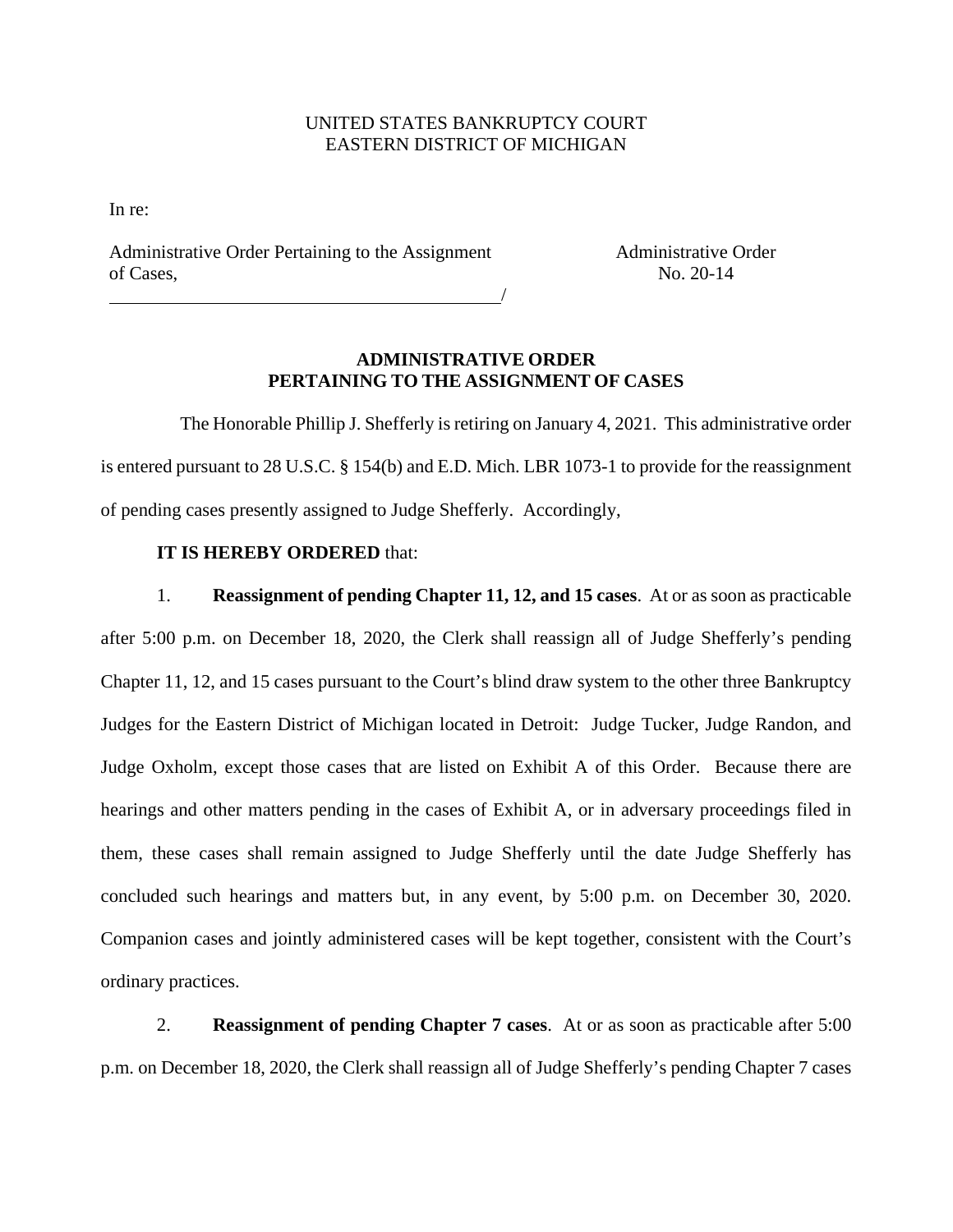UNITED STATES BANKRUPTCY COURT
EASTERN DISTRICT OF MICHIGAN

In re:

Administrative Order Pertaining to the Assignment of Cases, ______/

Administrative Order No. 20-14

**ADMINISTRATIVE ORDER**
**PERTAINING TO THE ASSIGNMENT OF CASES**

The Honorable Phillip J. Shefferly is retiring on January 4, 2021. This administrative order is entered pursuant to 28 U.S.C. § 154(b) and E.D. Mich. LBR 1073-1 to provide for the reassignment of pending cases presently assigned to Judge Shefferly. Accordingly,

**IT IS HEREBY ORDERED** that:

1. **Reassignment of pending Chapter 11, 12, and 15 cases**. At or as soon as practicable after 5:00 p.m. on December 18, 2020, the Clerk shall reassign all of Judge Shefferly's pending Chapter 11, 12, and 15 cases pursuant to the Court's blind draw system to the other three Bankruptcy Judges for the Eastern District of Michigan located in Detroit: Judge Tucker, Judge Randon, and Judge Oxholm, except those cases that are listed on Exhibit A of this Order. Because there are hearings and other matters pending in the cases of Exhibit A, or in adversary proceedings filed in them, these cases shall remain assigned to Judge Shefferly until the date Judge Shefferly has concluded such hearings and matters but, in any event, by 5:00 p.m. on December 30, 2020. Companion cases and jointly administered cases will be kept together, consistent with the Court's ordinary practices.

2. **Reassignment of pending Chapter 7 cases**. At or as soon as practicable after 5:00 p.m. on December 18, 2020, the Clerk shall reassign all of Judge Shefferly's pending Chapter 7 cases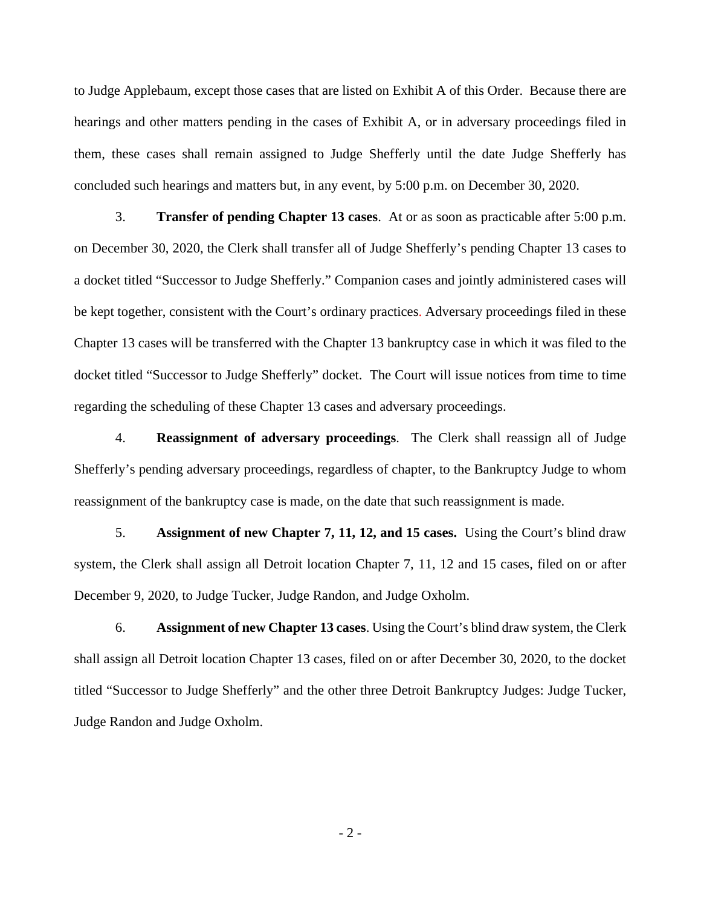to Judge Applebaum, except those cases that are listed on Exhibit A of this Order. Because there are hearings and other matters pending in the cases of Exhibit A, or in adversary proceedings filed in them, these cases shall remain assigned to Judge Shefferly until the date Judge Shefferly has concluded such hearings and matters but, in any event, by 5:00 p.m. on December 30, 2020.

3. **Transfer of pending Chapter 13 cases**. At or as soon as practicable after 5:00 p.m. on December 30, 2020, the Clerk shall transfer all of Judge Shefferly's pending Chapter 13 cases to a docket titled "Successor to Judge Shefferly." Companion cases and jointly administered cases will be kept together, consistent with the Court's ordinary practices. Adversary proceedings filed in these Chapter 13 cases will be transferred with the Chapter 13 bankruptcy case in which it was filed to the docket titled "Successor to Judge Shefferly" docket. The Court will issue notices from time to time regarding the scheduling of these Chapter 13 cases and adversary proceedings.

4. **Reassignment of adversary proceedings**. The Clerk shall reassign all of Judge Shefferly's pending adversary proceedings, regardless of chapter, to the Bankruptcy Judge to whom reassignment of the bankruptcy case is made, on the date that such reassignment is made.

5. **Assignment of new Chapter 7, 11, 12, and 15 cases.** Using the Court's blind draw system, the Clerk shall assign all Detroit location Chapter 7, 11, 12 and 15 cases, filed on or after December 9, 2020, to Judge Tucker, Judge Randon, and Judge Oxholm.

6. **Assignment of new Chapter 13 cases**. Using the Court's blind draw system, the Clerk shall assign all Detroit location Chapter 13 cases, filed on or after December 30, 2020, to the docket titled "Successor to Judge Shefferly" and the other three Detroit Bankruptcy Judges: Judge Tucker, Judge Randon and Judge Oxholm.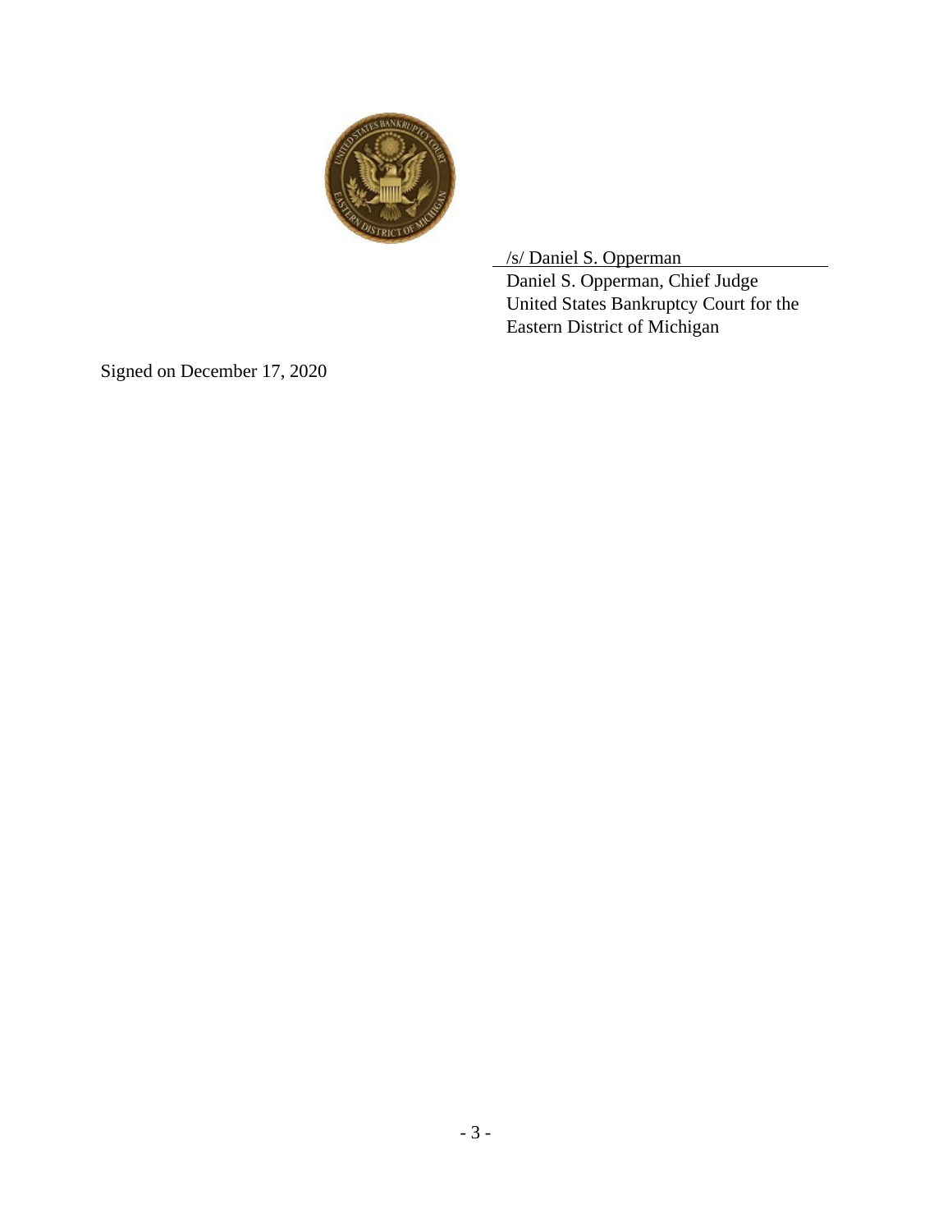/s/ Daniel S. Opperman

Daniel S. Opperman, Chief Judge
United States Bankruptcy Court for the
Eastern District of Michigan

Signed on December 17, 2020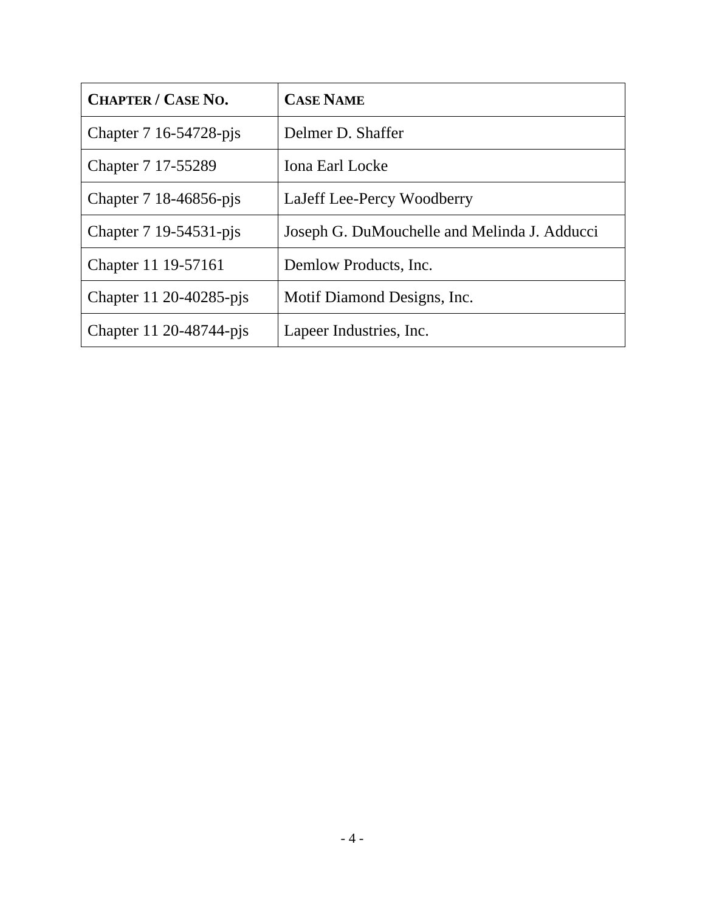| **CHAPTER / CASE NO.** | **CASE NAME** |
|---|---|
| Chapter 7 16-54728-pjs | Delmer D. Shaffer |
| Chapter 7 17-55289 | Iona Earl Locke |
| Chapter 7 18-46856-pjs | LaJeff Lee-Percy Woodberry |
| Chapter 7 19-54531-pjs | Joseph G. DuMouchelle and Melinda J. Adducci |
| Chapter 11 19-57161 | Demlow Products, Inc. |
| Chapter 11 20-40285-pjs | Motif Diamond Designs, Inc. |
| Chapter 11 20-48744-pjs | Lapeer Industries, Inc. |